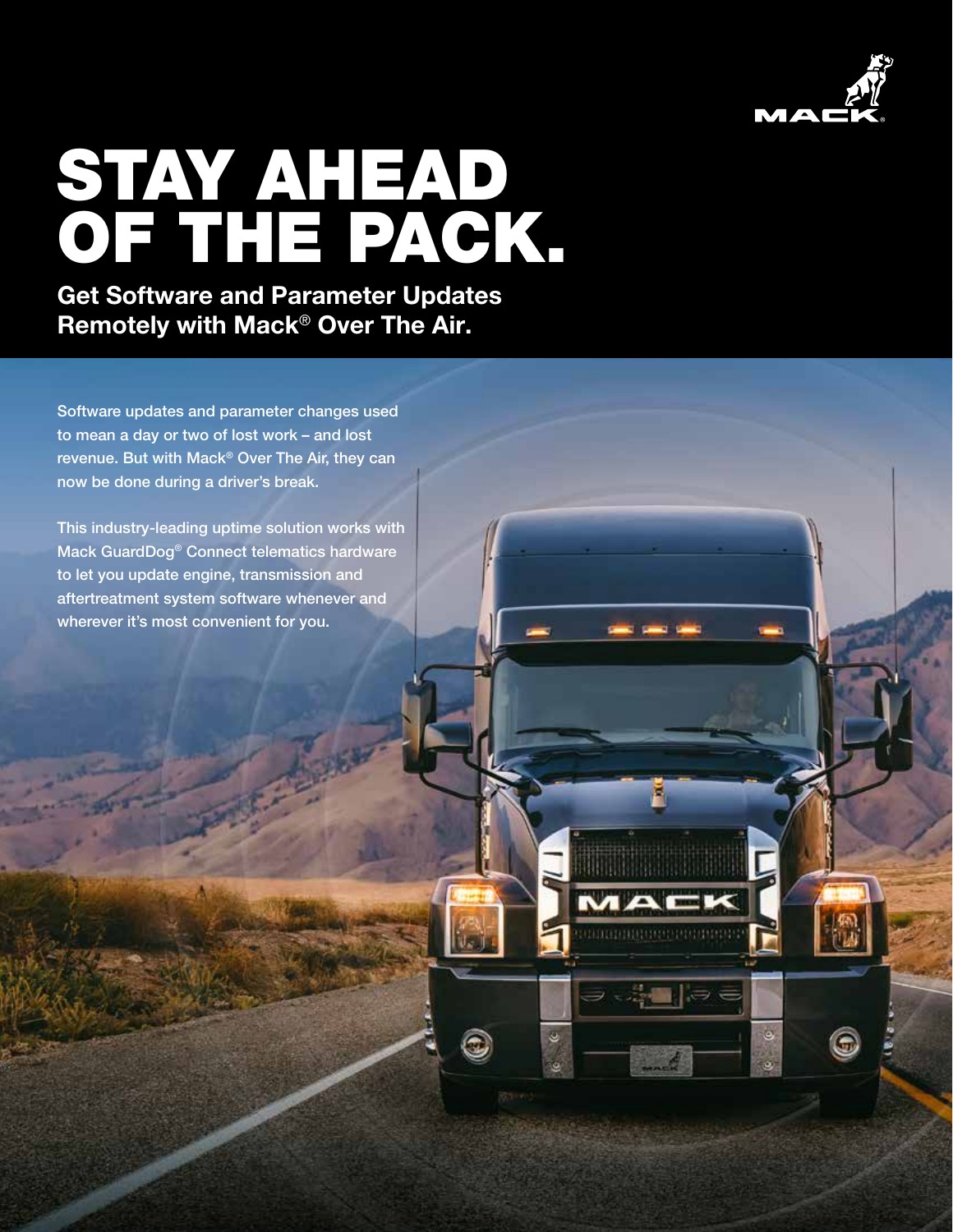# STAY AHEAD OF THE PACK.

## Get Software and Parameter Updates Remotely with Mack® Over The Air.

Software updates and parameter changes used to mean a day or two of lost work – and lost revenue. But with Mack® Over The Air, they can now be done during a driver's break.

This industry-leading uptime solution works with Mack GuardDog® Connect telematics hardware to let you update engine, transmission and aftertreatment system software whenever and wherever it's most convenient for you.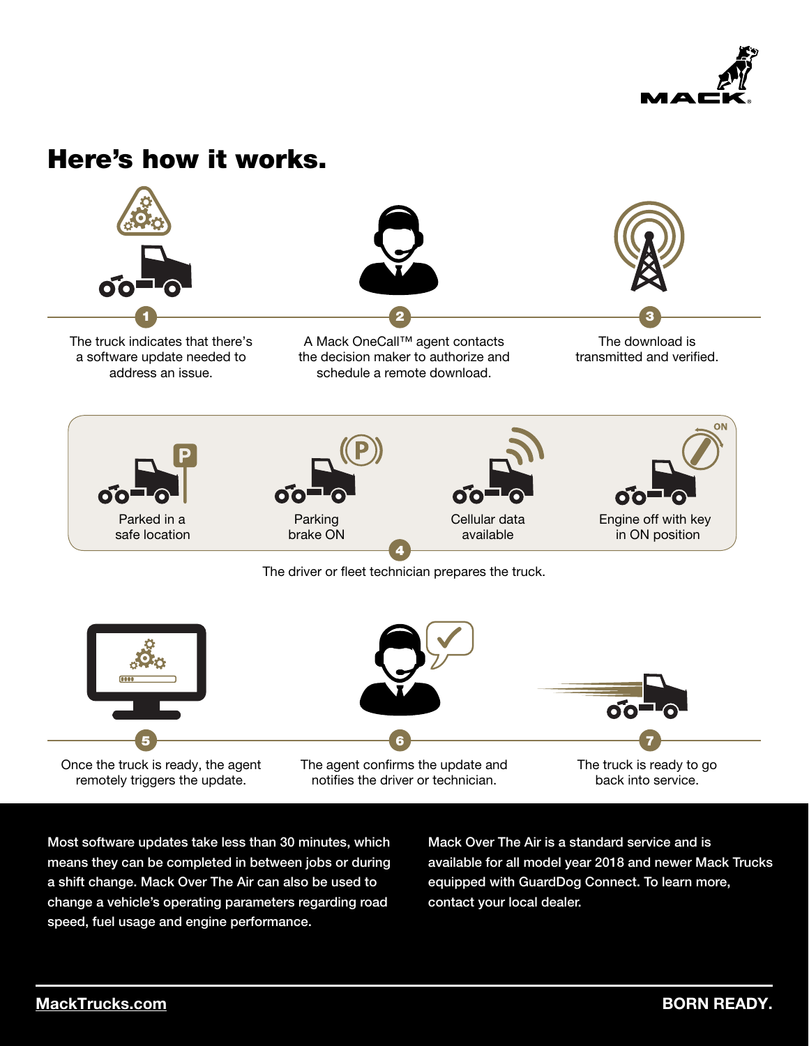## Here's how it works.

1. The truck indicates that there's a software update needed to address an issue.
2. A Mack OneCall™ agent contacts the decision maker to authorize and schedule a remote download.
3. The download is transmitted and verified.

- Parked in a safe location
- Parking brake ON
- Cellular data available
- Engine off with key in ON position

4. The driver or fleet technician prepares the truck.

5. Once the truck is ready, the agent remotely triggers the update.
6. The agent confirms the update and notifies the driver or technician.
7. The truck is ready to go back into service.

Most software updates take less than 30 minutes, which means they can be completed in between jobs or during a shift change. Mack Over The Air can also be used to change a vehicle's operating parameters regarding road speed, fuel usage and engine performance.

Mack Over The Air is a standard service and is available for all model year 2018 and newer Mack Trucks equipped with GuardDog Connect. To learn more, contact your local dealer.

MackTrucks.com

**BORN READY.**